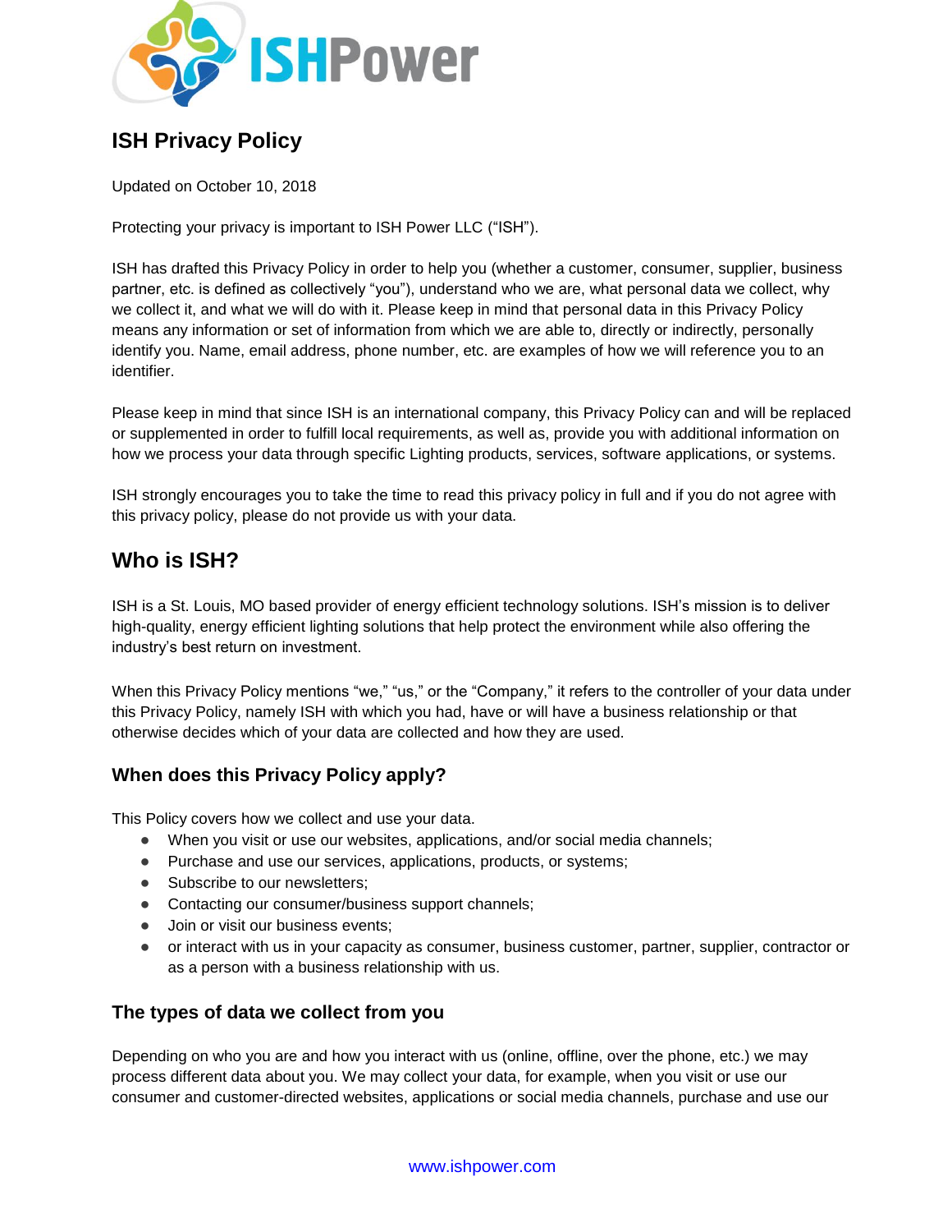# ISH Privacy Policy

Updated on October 10, 2018

Protecting your privacy is important to ISH Power LLC ("ISH").

ISH has drafted this Privacy Policy in order to help you (whether a customer, consumer, supplier, business partner, etc. is defined as collectively "you"), understand who we are, what personal data we collect, why we collect it, and what we will do with it. Please keep in mind that personal data in this Privacy Policy means any information or set of information from which we are able to, directly or indirectly, personally identify you. Name, email address, phone number, etc. are examples of how we will reference you to an identifier.

Please keep in mind that since ISH is an international company, this Privacy Policy can and will be replaced or supplemented in order to fulfill local requirements, as well as, provide you with additional information on how we process your data through specific Lighting products, services, software applications, or systems.

ISH strongly encourages you to take the time to read this privacy policy in full and if you do not agree with this privacy policy, please do not provide us with your data.

## Who is ISH?

ISH is a St. Louis, MO based provider of energy efficient technology solutions. ISH's mission is to deliver high-quality, energy efficient lighting solutions that help protect the environment while also offering the industry's best return on investment.

When this Privacy Policy mentions "we," "us," or the "Company," it refers to the controller of your data under this Privacy Policy, namely ISH with which you had, have or will have a business relationship or that otherwise decides which of your data are collected and how they are used.

### When does this Privacy Policy apply?

This Policy covers how we collect and use your data.

- When you visit or use our websites, applications, and/or social media channels;
- Purchase and use our services, applications, products, or systems;
- Subscribe to our newsletters;
- Contacting our consumer/business support channels;
- Join or visit our business events;
- or interact with us in your capacity as consumer, business customer, partner, supplier, contractor or as a person with a business relationship with us.

### The types of data we collect from you

Depending on who you are and how you interact with us (online, offline, over the phone, etc.) we may process different data about you. We may collect your data, for example, when you visit or use our consumer and customer-directed websites, applications or social media channels, purchase and use our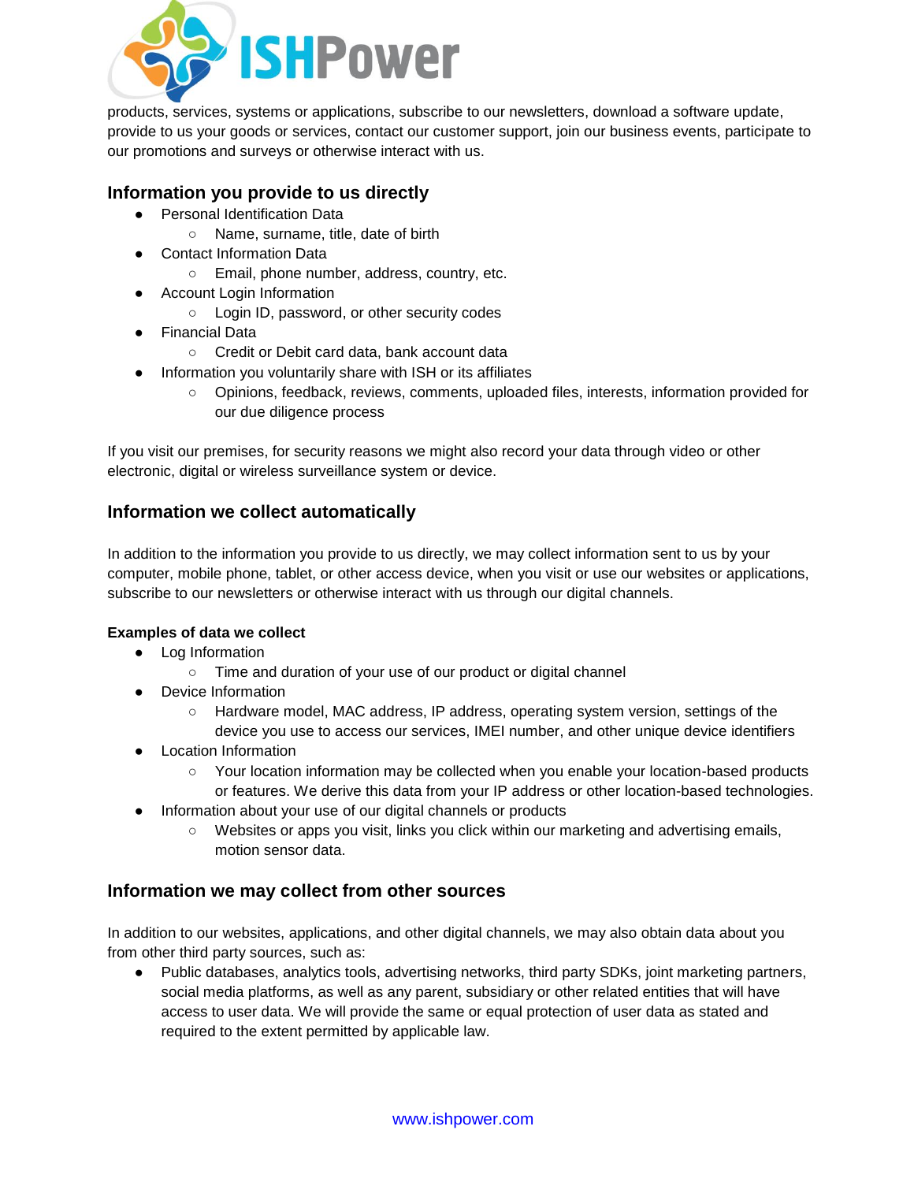products, services, systems or applications, subscribe to our newsletters, download a software update, provide to us your goods or services, contact our customer support, join our business events, participate to our promotions and surveys or otherwise interact with us.

## Information you provide to us directly

- Personal Identification Data
  - Name, surname, title, date of birth
- Contact Information Data
  - Email, phone number, address, country, etc.
- Account Login Information
  - Login ID, password, or other security codes
- Financial Data
  - Credit or Debit card data, bank account data
- Information you voluntarily share with ISH or its affiliates
  - Opinions, feedback, reviews, comments, uploaded files, interests, information provided for our due diligence process

If you visit our premises, for security reasons we might also record your data through video or other electronic, digital or wireless surveillance system or device.

## Information we collect automatically

In addition to the information you provide to us directly, we may collect information sent to us by your computer, mobile phone, tablet, or other access device, when you visit or use our websites or applications, subscribe to our newsletters or otherwise interact with us through our digital channels.

**Examples of data we collect**

- Log Information
  - Time and duration of your use of our product or digital channel
- Device Information
  - Hardware model, MAC address, IP address, operating system version, settings of the device you use to access our services, IMEI number, and other unique device identifiers
- Location Information
  - Your location information may be collected when you enable your location-based products or features. We derive this data from your IP address or other location-based technologies.
- Information about your use of our digital channels or products
  - Websites or apps you visit, links you click within our marketing and advertising emails, motion sensor data.

## Information we may collect from other sources

In addition to our websites, applications, and other digital channels, we may also obtain data about you from other third party sources, such as:

- Public databases, analytics tools, advertising networks, third party SDKs, joint marketing partners, social media platforms, as well as any parent, subsidiary or other related entities that will have access to user data. We will provide the same or equal protection of user data as stated and required to the extent permitted by applicable law.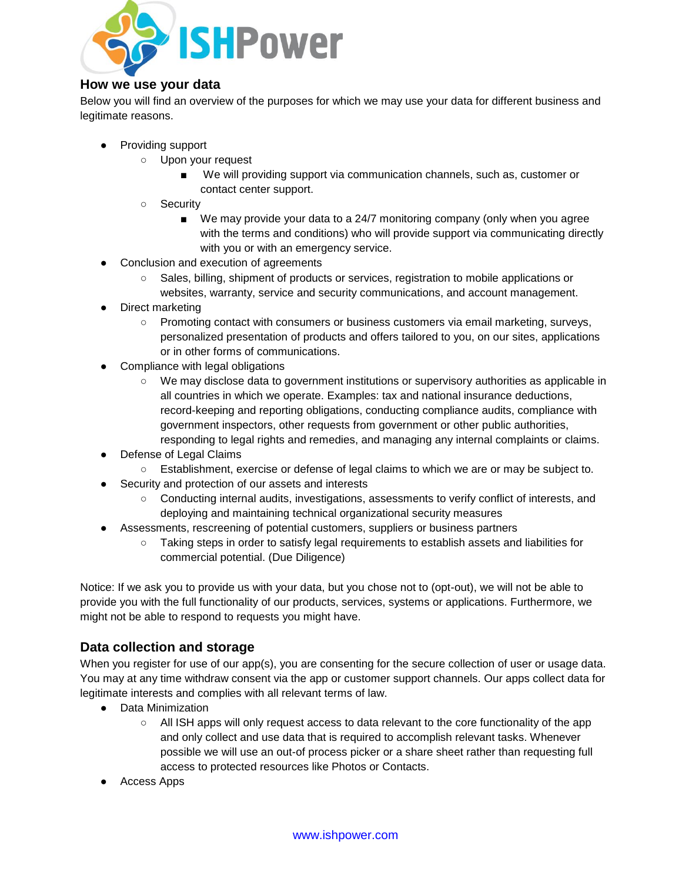## How we use your data

Below you will find an overview of the purposes for which we may use your data for different business and legitimate reasons.

- Providing support
    - Upon your request
        - We will providing support via communication channels, such as, customer or contact center support.
    - Security
        - We may provide your data to a 24/7 monitoring company (only when you agree with the terms and conditions) who will provide support via communicating directly with you or with an emergency service.
- Conclusion and execution of agreements
    - Sales, billing, shipment of products or services, registration to mobile applications or websites, warranty, service and security communications, and account management.
- Direct marketing
    - Promoting contact with consumers or business customers via email marketing, surveys, personalized presentation of products and offers tailored to you, on our sites, applications or in other forms of communications.
- Compliance with legal obligations
    - We may disclose data to government institutions or supervisory authorities as applicable in all countries in which we operate. Examples: tax and national insurance deductions, record-keeping and reporting obligations, conducting compliance audits, compliance with government inspectors, other requests from government or other public authorities, responding to legal rights and remedies, and managing any internal complaints or claims.
- Defense of Legal Claims
    - Establishment, exercise or defense of legal claims to which we are or may be subject to.
- Security and protection of our assets and interests
    - Conducting internal audits, investigations, assessments to verify conflict of interests, and deploying and maintaining technical organizational security measures
- Assessments, rescreening of potential customers, suppliers or business partners
    - Taking steps in order to satisfy legal requirements to establish assets and liabilities for commercial potential. (Due Diligence)

Notice: If we ask you to provide us with your data, but you chose not to (opt-out), we will not be able to provide you with the full functionality of our products, services, systems or applications. Furthermore, we might not be able to respond to requests you might have.

## Data collection and storage

When you register for use of our app(s), you are consenting for the secure collection of user or usage data. You may at any time withdraw consent via the app or customer support channels. Our apps collect data for legitimate interests and complies with all relevant terms of law.

- Data Minimization
    - All ISH apps will only request access to data relevant to the core functionality of the app and only collect and use data that is required to accomplish relevant tasks. Whenever possible we will use an out-of process picker or a share sheet rather than requesting full access to protected resources like Photos or Contacts.
- Access Apps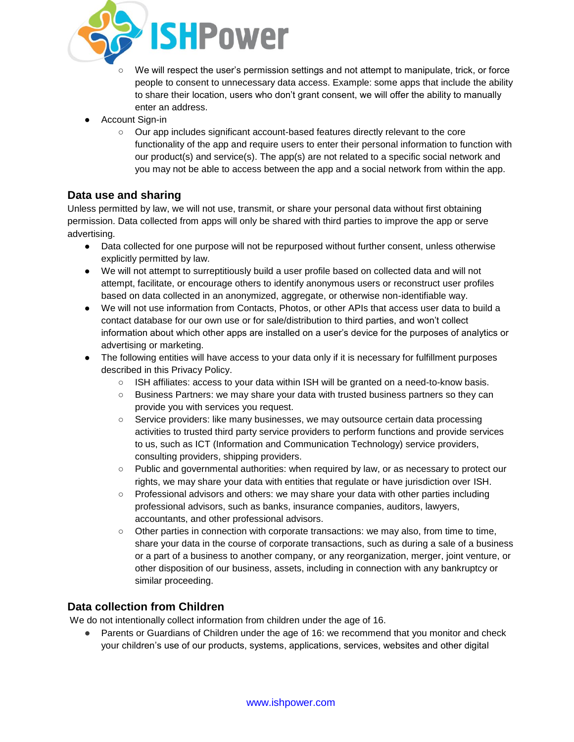- We will respect the user's permission settings and not attempt to manipulate, trick, or force people to consent to unnecessary data access. Example: some apps that include the ability to share their location, users who don't grant consent, we will offer the ability to manually enter an address.
- Account Sign-in
    - Our app includes significant account-based features directly relevant to the core functionality of the app and require users to enter their personal information to function with our product(s) and service(s). The app(s) are not related to a specific social network and you may not be able to access between the app and a social network from within the app.

### Data use and sharing

Unless permitted by law, we will not use, transmit, or share your personal data without first obtaining permission. Data collected from apps will only be shared with third parties to improve the app or serve advertising.

- Data collected for one purpose will not be repurposed without further consent, unless otherwise explicitly permitted by law.
- We will not attempt to surreptitiously build a user profile based on collected data and will not attempt, facilitate, or encourage others to identify anonymous users or reconstruct user profiles based on data collected in an anonymized, aggregate, or otherwise non-identifiable way.
- We will not use information from Contacts, Photos, or other APIs that access user data to build a contact database for our own use or for sale/distribution to third parties, and won't collect information about which other apps are installed on a user's device for the purposes of analytics or advertising or marketing.
- The following entities will have access to your data only if it is necessary for fulfillment purposes described in this Privacy Policy.
    - ISH affiliates: access to your data within ISH will be granted on a need-to-know basis.
    - Business Partners: we may share your data with trusted business partners so they can provide you with services you request.
    - Service providers: like many businesses, we may outsource certain data processing activities to trusted third party service providers to perform functions and provide services to us, such as ICT (Information and Communication Technology) service providers, consulting providers, shipping providers.
    - Public and governmental authorities: when required by law, or as necessary to protect our rights, we may share your data with entities that regulate or have jurisdiction over ISH.
    - Professional advisors and others: we may share your data with other parties including professional advisors, such as banks, insurance companies, auditors, lawyers, accountants, and other professional advisors.
    - Other parties in connection with corporate transactions: we may also, from time to time, share your data in the course of corporate transactions, such as during a sale of a business or a part of a business to another company, or any reorganization, merger, joint venture, or other disposition of our business, assets, including in connection with any bankruptcy or similar proceeding.

### Data collection from Children

We do not intentionally collect information from children under the age of 16.

- Parents or Guardians of Children under the age of 16: we recommend that you monitor and check your children's use of our products, systems, applications, services, websites and other digital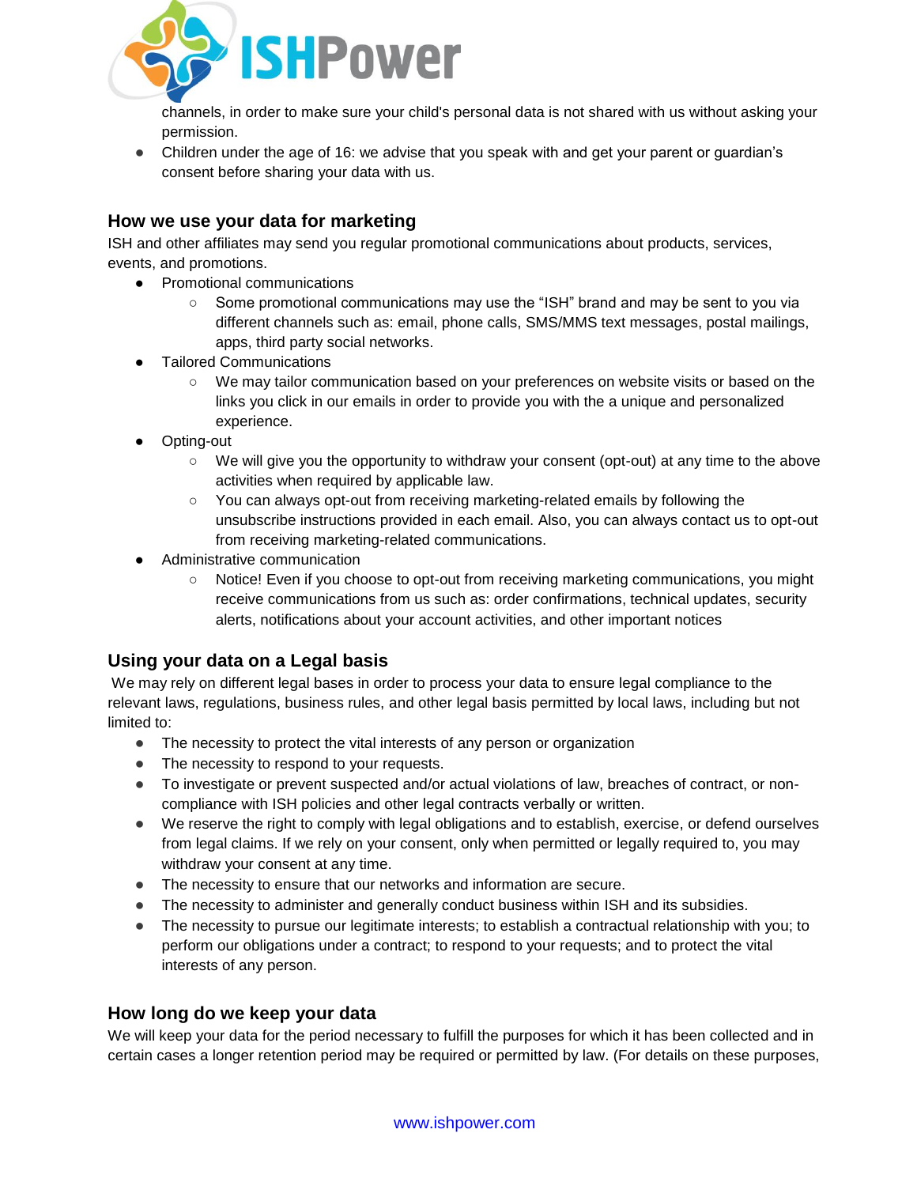channels, in order to make sure your child's personal data is not shared with us without asking your permission.
- Children under the age of 16: we advise that you speak with and get your parent or guardian's consent before sharing your data with us.

## How we use your data for marketing

ISH and other affiliates may send you regular promotional communications about products, services, events, and promotions.

- Promotional communications
  - Some promotional communications may use the "ISH" brand and may be sent to you via different channels such as: email, phone calls, SMS/MMS text messages, postal mailings, apps, third party social networks.
- Tailored Communications
  - We may tailor communication based on your preferences on website visits or based on the links you click in our emails in order to provide you with the a unique and personalized experience.
- Opting-out
  - We will give you the opportunity to withdraw your consent (opt-out) at any time to the above activities when required by applicable law.
  - You can always opt-out from receiving marketing-related emails by following the unsubscribe instructions provided in each email. Also, you can always contact us to opt-out from receiving marketing-related communications.
- Administrative communication
  - Notice! Even if you choose to opt-out from receiving marketing communications, you might receive communications from us such as: order confirmations, technical updates, security alerts, notifications about your account activities, and other important notices

## Using your data on a Legal basis

We may rely on different legal bases in order to process your data to ensure legal compliance to the relevant laws, regulations, business rules, and other legal basis permitted by local laws, including but not limited to:

- The necessity to protect the vital interests of any person or organization
- The necessity to respond to your requests.
- To investigate or prevent suspected and/or actual violations of law, breaches of contract, or non-compliance with ISH policies and other legal contracts verbally or written.
- We reserve the right to comply with legal obligations and to establish, exercise, or defend ourselves from legal claims. If we rely on your consent, only when permitted or legally required to, you may withdraw your consent at any time.
- The necessity to ensure that our networks and information are secure.
- The necessity to administer and generally conduct business within ISH and its subsidies.
- The necessity to pursue our legitimate interests; to establish a contractual relationship with you; to perform our obligations under a contract; to respond to your requests; and to protect the vital interests of any person.

## How long do we keep your data

We will keep your data for the period necessary to fulfill the purposes for which it has been collected and in certain cases a longer retention period may be required or permitted by law. (For details on these purposes,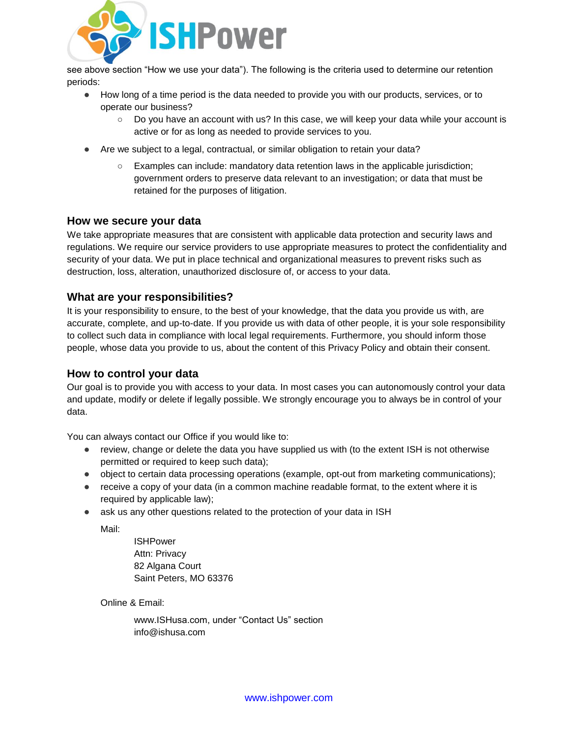see above section "How we use your data"). The following is the criteria used to determine our retention periods:

- How long of a time period is the data needed to provide you with our products, services, or to operate our business?
  - Do you have an account with us? In this case, we will keep your data while your account is active or for as long as needed to provide services to you.
- Are we subject to a legal, contractual, or similar obligation to retain your data?
  - Examples can include: mandatory data retention laws in the applicable jurisdiction; government orders to preserve data relevant to an investigation; or data that must be retained for the purposes of litigation.

## How we secure your data

We take appropriate measures that are consistent with applicable data protection and security laws and regulations. We require our service providers to use appropriate measures to protect the confidentiality and security of your data. We put in place technical and organizational measures to prevent risks such as destruction, loss, alteration, unauthorized disclosure of, or access to your data.

## What are your responsibilities?

It is your responsibility to ensure, to the best of your knowledge, that the data you provide us with, are accurate, complete, and up-to-date. If you provide us with data of other people, it is your sole responsibility to collect such data in compliance with local legal requirements. Furthermore, you should inform those people, whose data you provide to us, about the content of this Privacy Policy and obtain their consent.

## How to control your data

Our goal is to provide you with access to your data. In most cases you can autonomously control your data and update, modify or delete if legally possible. We strongly encourage you to always be in control of your data.

You can always contact our Office if you would like to:

- review, change or delete the data you have supplied us with (to the extent ISH is not otherwise permitted or required to keep such data);
- object to certain data processing operations (example, opt-out from marketing communications);
- receive a copy of your data (in a common machine readable format, to the extent where it is required by applicable law);
- ask us any other questions related to the protection of your data in ISH

  Mail:

  ISHPower
  Attn: Privacy
  82 Algana Court
  Saint Peters, MO 63376

  Online & Email:

  www.ISHusa.com, under "Contact Us" section
  info@ishusa.com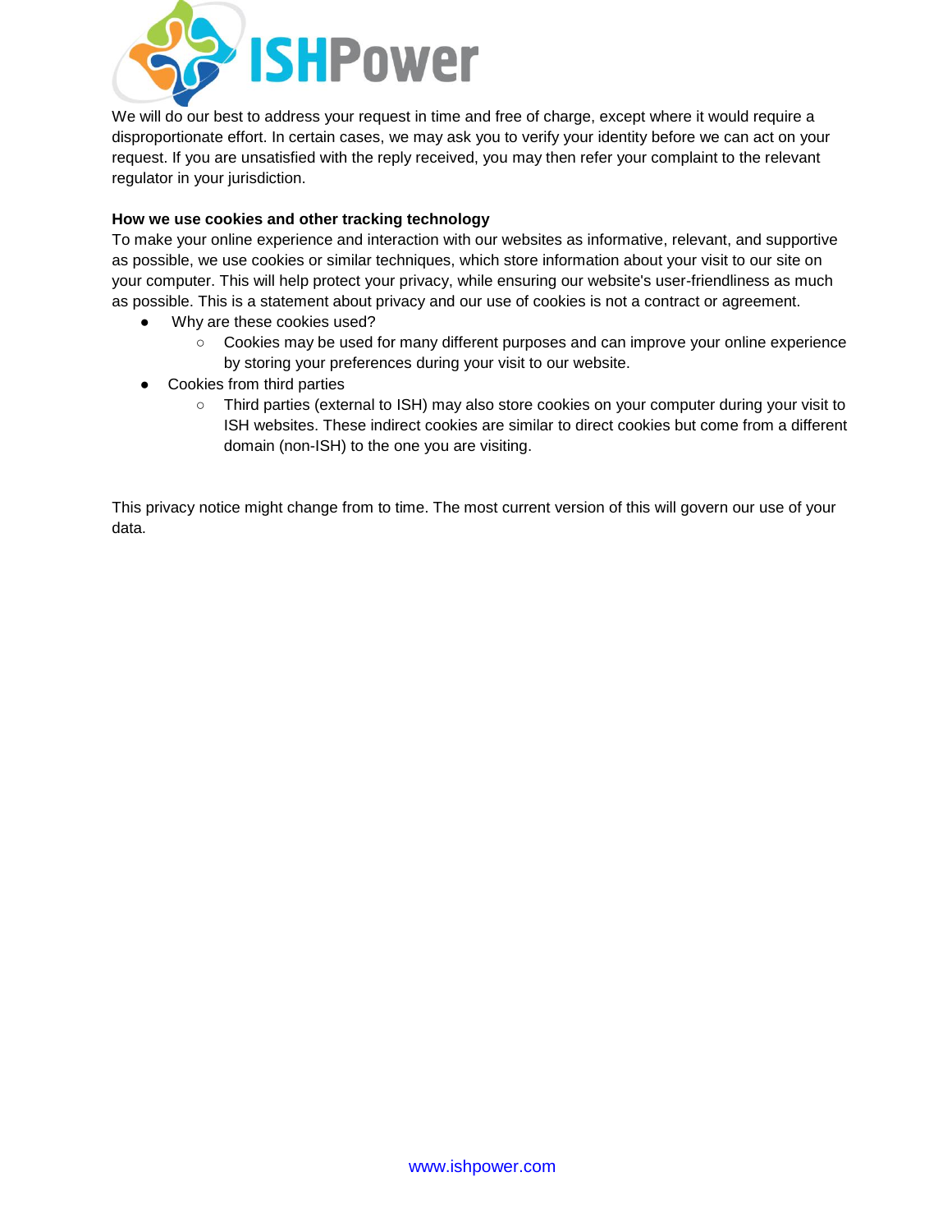We will do our best to address your request in time and free of charge, except where it would require a disproportionate effort. In certain cases, we may ask you to verify your identity before we can act on your request. If you are unsatisfied with the reply received, you may then refer your complaint to the relevant regulator in your jurisdiction.

**How we use cookies and other tracking technology**

To make your online experience and interaction with our websites as informative, relevant, and supportive as possible, we use cookies or similar techniques, which store information about your visit to our site on your computer. This will help protect your privacy, while ensuring our website's user-friendliness as much as possible. This is a statement about privacy and our use of cookies is not a contract or agreement.

- Why are these cookies used?
  - Cookies may be used for many different purposes and can improve your online experience by storing your preferences during your visit to our website.
- Cookies from third parties
  - Third parties (external to ISH) may also store cookies on your computer during your visit to ISH websites. These indirect cookies are similar to direct cookies but come from a different domain (non-ISH) to the one you are visiting.

This privacy notice might change from to time. The most current version of this will govern our use of your data.